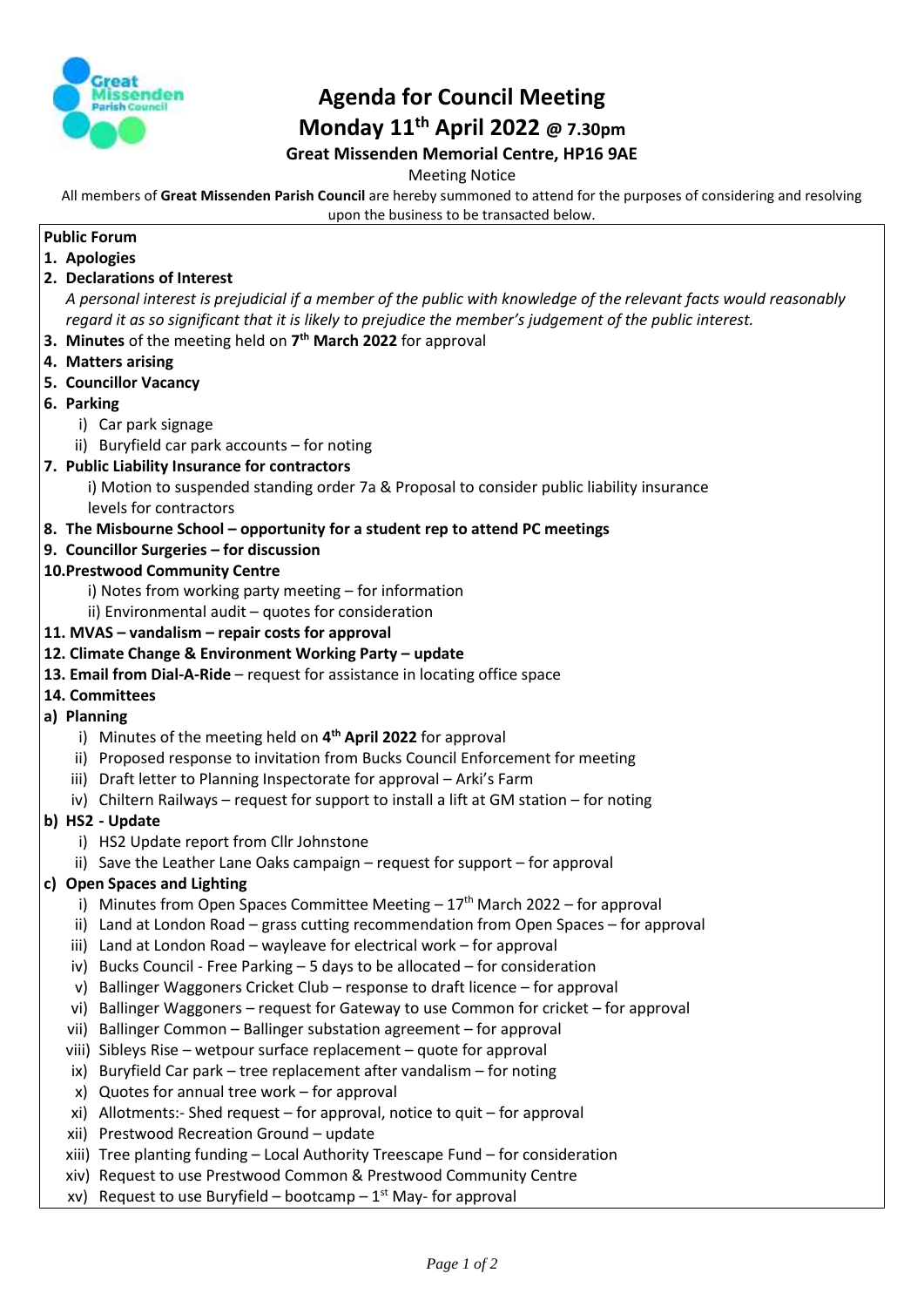# Agenda for Council Meeting

## Monday 11th April 2022 @ 7.30pm

### Great Missenden Memorial Centre, HP16 9AE

Meeting Notice

All members of **Great Missenden Parish Council** are hereby summoned to attend for the purposes of considering and resolving upon the business to be transacted below.

**Public Forum**

1. **Apologies**
2. **Declarations of Interest**
   *A personal interest is prejudicial if a member of the public with knowledge of the relevant facts would reasonably regard it as so significant that it is likely to prejudice the member's judgement of the public interest.*
3. **Minutes** of the meeting held on **7th March 2022** for approval
4. **Matters arising**
5. **Councillor Vacancy**
6. **Parking**
   i) Car park signage
   ii) Buryfield car park accounts – for noting
7. **Public Liability Insurance for contractors**
   i) Motion to suspended standing order 7a & Proposal to consider public liability insurance levels for contractors
8. **The Misbourne School – opportunity for a student rep to attend PC meetings**
9. **Councillor Surgeries – for discussion**
10. **Prestwood Community Centre**
    i) Notes from working party meeting – for information
    ii) Environmental audit – quotes for consideration
11. **MVAS – vandalism – repair costs for approval**
12. **Climate Change & Environment Working Party – update**
13. **Email from Dial-A-Ride** – request for assistance in locating office space
14. **Committees**

**a) Planning**

i) Minutes of the meeting held on **4th April 2022** for approval
ii) Proposed response to invitation from Bucks Council Enforcement for meeting
iii) Draft letter to Planning Inspectorate for approval – Arki's Farm
iv) Chiltern Railways – request for support to install a lift at GM station – for noting

**b) HS2 - Update**

i) HS2 Update report from Cllr Johnstone
ii) Save the Leather Lane Oaks campaign – request for support – for approval

**c) Open Spaces and Lighting**

i) Minutes from Open Spaces Committee Meeting – 17th March 2022 – for approval
ii) Land at London Road – grass cutting recommendation from Open Spaces – for approval
iii) Land at London Road – wayleave for electrical work – for approval
iv) Bucks Council - Free Parking – 5 days to be allocated – for consideration
v) Ballinger Waggoners Cricket Club – response to draft licence – for approval
vi) Ballinger Waggoners – request for Gateway to use Common for cricket – for approval
vii) Ballinger Common – Ballinger substation agreement – for approval
viii) Sibleys Rise – wetpour surface replacement – quote for approval
ix) Buryfield Car park – tree replacement after vandalism – for noting
x) Quotes for annual tree work – for approval
xi) Allotments:- Shed request – for approval, notice to quit – for approval
xii) Prestwood Recreation Ground – update
xiii) Tree planting funding – Local Authority Treescape Fund – for consideration
xiv) Request to use Prestwood Common & Prestwood Community Centre
xv) Request to use Buryfield – bootcamp – 1st May- for approval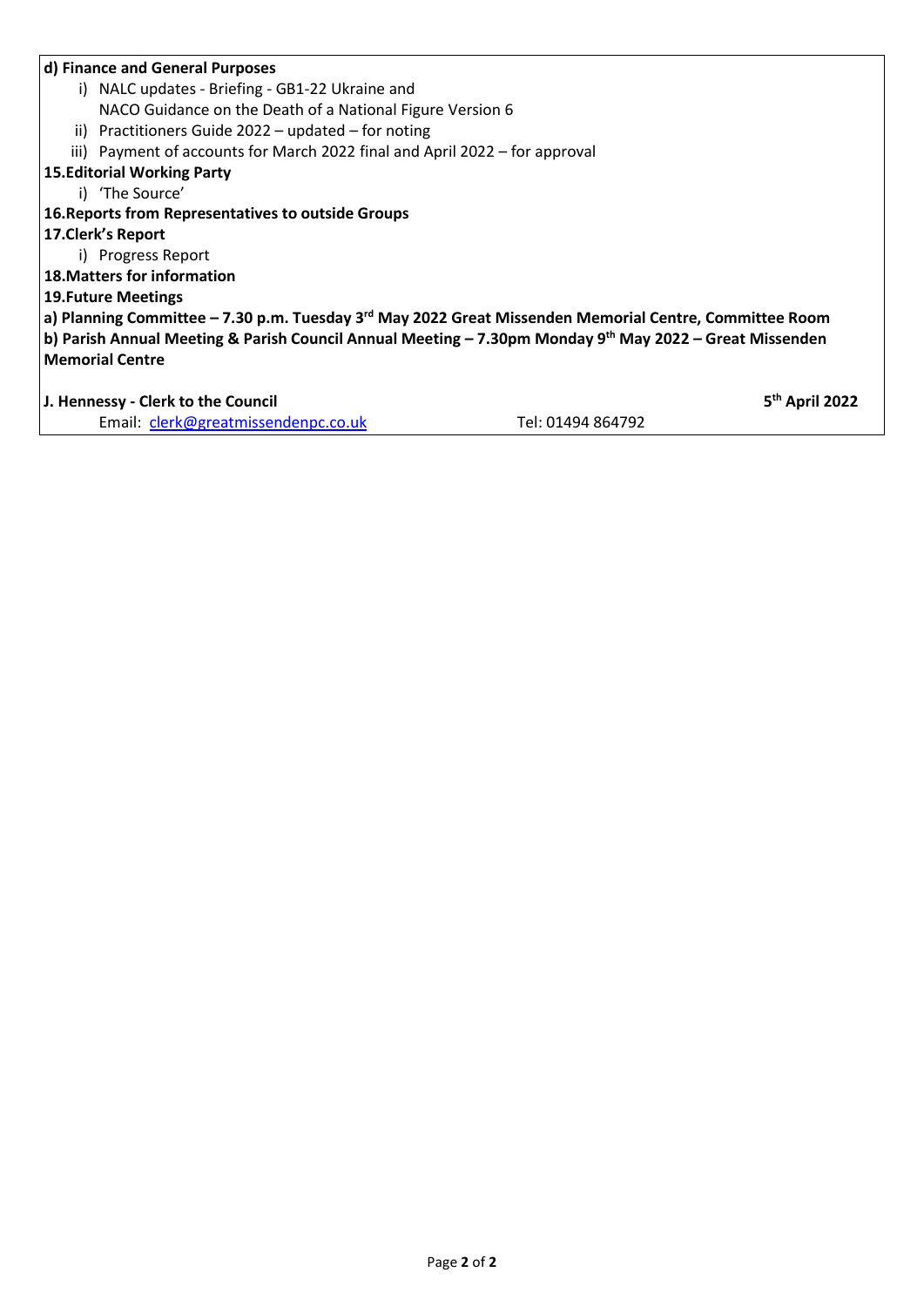**d) Finance and General Purposes**

i) NALC updates - Briefing - GB1-22 Ukraine and NACO Guidance on the Death of a National Figure Version 6
ii) Practitioners Guide 2022 – updated – for noting
iii) Payment of accounts for March 2022 final and April 2022 – for approval

**15. Editorial Working Party**

i) 'The Source'

**16. Reports from Representatives to outside Groups**

**17. Clerk's Report**

i) Progress Report

**18. Matters for information**

**19. Future Meetings**

**a) Planning Committee – 7.30 p.m. Tuesday 3rd May 2022 Great Missenden Memorial Centre, Committee Room**

**b) Parish Annual Meeting & Parish Council Annual Meeting – 7.30pm Monday 9th May 2022 – Great Missenden Memorial Centre**

**J. Hennessy - Clerk to the Council** **5th April 2022**

Email: clerk@greatmissendenpc.co.uk Tel: 01494 864792